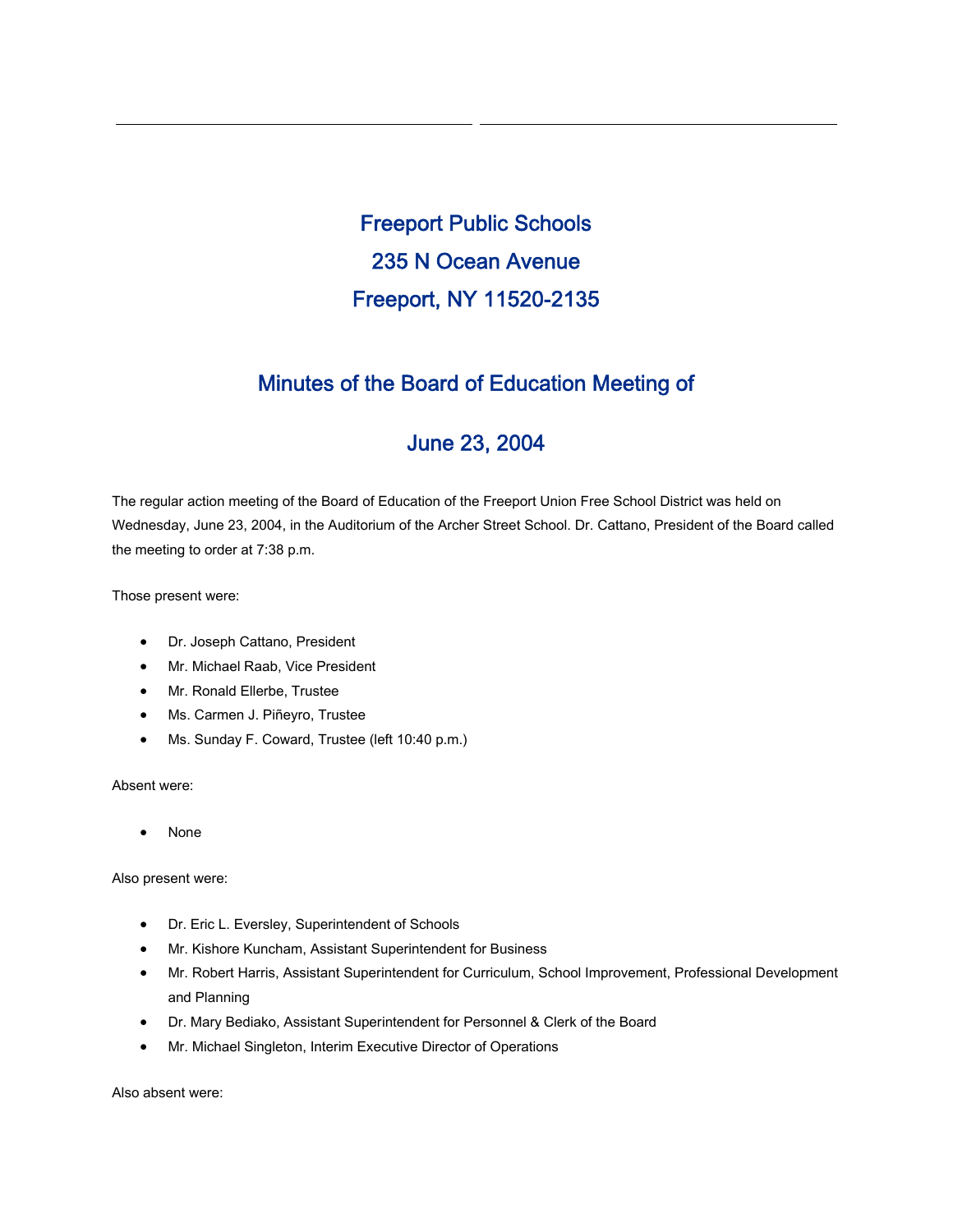# Freeport Public Schools

# 235 N Ocean Avenue

# Freeport, NY 11520-2135

## Minutes of the Board of Education Meeting of

## June 23, 2004

The regular action meeting of the Board of Education of the Freeport Union Free School District was held on Wednesday, June 23, 2004, in the Auditorium of the Archer Street School. Dr. Cattano, President of the Board called the meeting to order at 7:38 p.m.

Those present were:

- Dr. Joseph Cattano, President
- Mr. Michael Raab, Vice President
- Mr. Ronald Ellerbe, Trustee
- Ms. Carmen J. Piñeyro, Trustee
- Ms. Sunday F. Coward, Trustee (left 10:40 p.m.)

Absent were:

- None

Also present were:

- Dr. Eric L. Eversley, Superintendent of Schools
- Mr. Kishore Kuncham, Assistant Superintendent for Business
- Mr. Robert Harris, Assistant Superintendent for Curriculum, School Improvement, Professional Development and Planning
- Dr. Mary Bediako, Assistant Superintendent for Personnel & Clerk of the Board
- Mr. Michael Singleton, Interim Executive Director of Operations

Also absent were: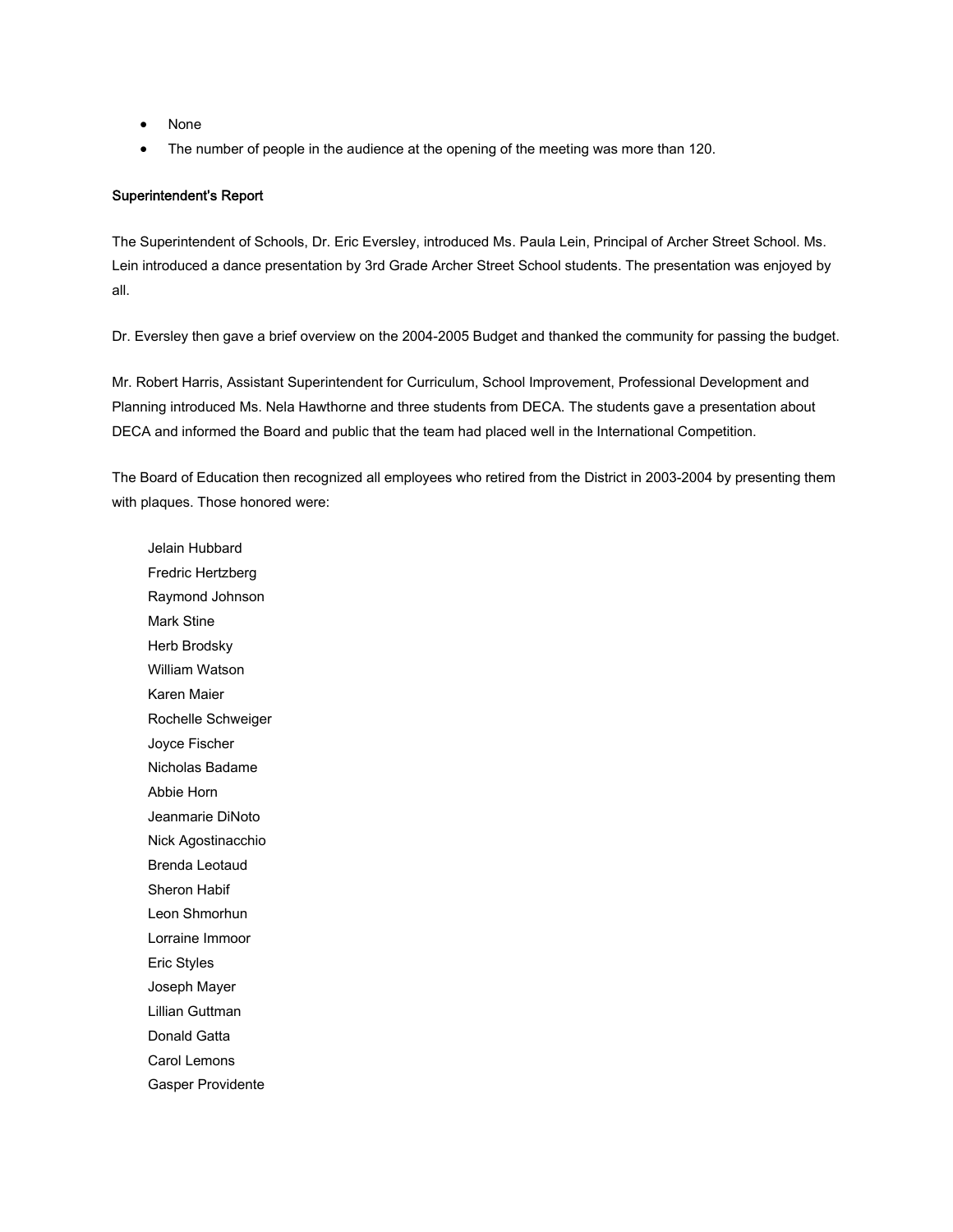- None
- The number of people in the audience at the opening of the meeting was more than 120.

**Superintendent's Report**

The Superintendent of Schools, Dr. Eric Eversley, introduced Ms. Paula Lein, Principal of Archer Street School. Ms. Lein introduced a dance presentation by 3rd Grade Archer Street School students. The presentation was enjoyed by all.

Dr. Eversley then gave a brief overview on the 2004-2005 Budget and thanked the community for passing the budget.

Mr. Robert Harris, Assistant Superintendent for Curriculum, School Improvement, Professional Development and Planning introduced Ms. Nela Hawthorne and three students from DECA. The students gave a presentation about DECA and informed the Board and public that the team had placed well in the International Competition.

The Board of Education then recognized all employees who retired from the District in 2003-2004 by presenting them with plaques. Those honored were:

Jelain Hubbard
Fredric Hertzberg
Raymond Johnson
Mark Stine
Herb Brodsky
William Watson
Karen Maier
Rochelle Schweiger
Joyce Fischer
Nicholas Badame
Abbie Horn
Jeanmarie DiNoto
Nick Agostinacchio
Brenda Leotaud
Sheron Habif
Leon Shmorhun
Lorraine Immoor
Eric Styles
Joseph Mayer
Lillian Guttman
Donald Gatta
Carol Lemons
Gasper Providente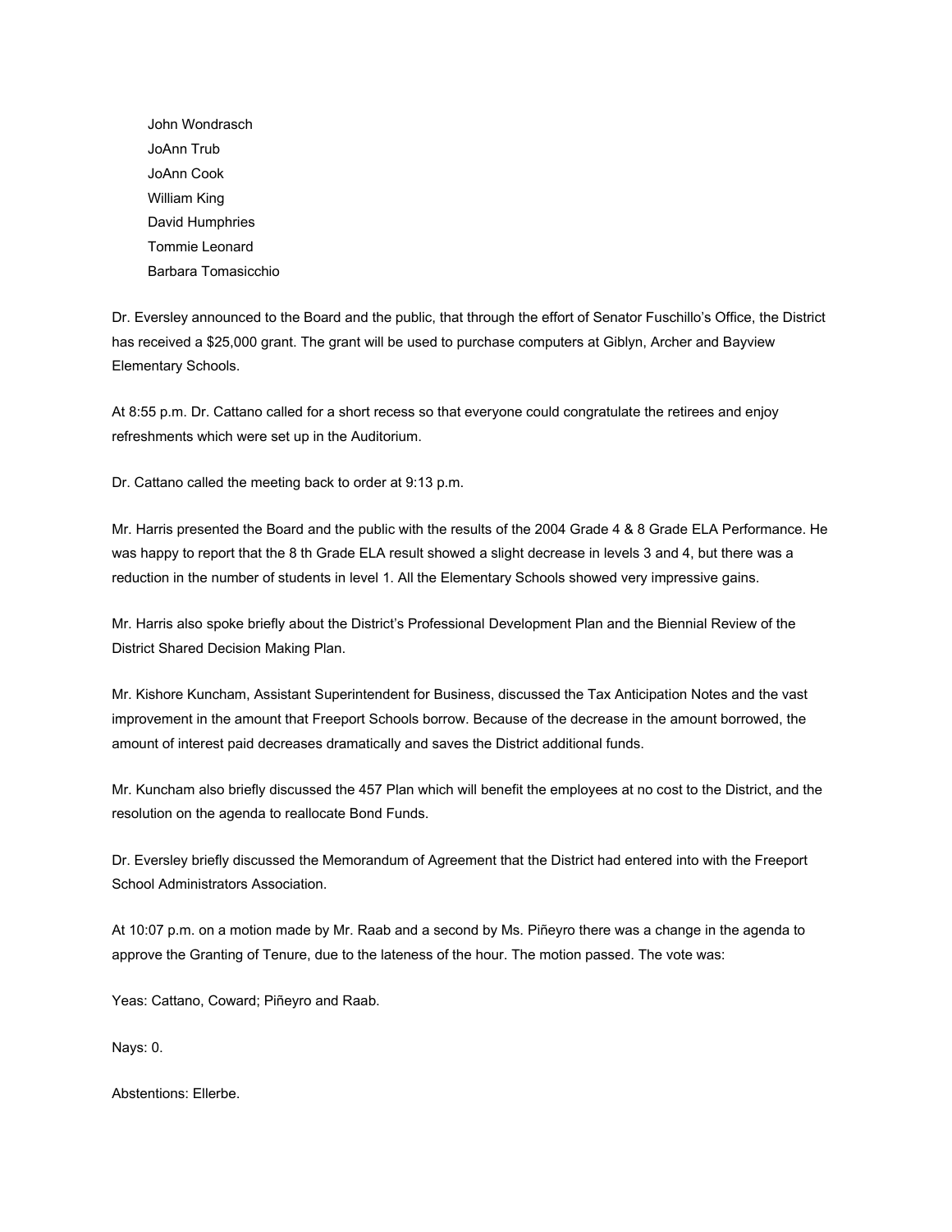John Wondrasch
JoAnn Trub
JoAnn Cook
William King
David Humphries
Tommie Leonard
Barbara Tomasicchio

Dr. Eversley announced to the Board and the public, that through the effort of Senator Fuschillo's Office, the District has received a $25,000 grant. The grant will be used to purchase computers at Giblyn, Archer and Bayview Elementary Schools.

At 8:55 p.m. Dr. Cattano called for a short recess so that everyone could congratulate the retirees and enjoy refreshments which were set up in the Auditorium.

Dr. Cattano called the meeting back to order at 9:13 p.m.

Mr. Harris presented the Board and the public with the results of the 2004 Grade 4 & 8 Grade ELA Performance. He was happy to report that the 8 th Grade ELA result showed a slight decrease in levels 3 and 4, but there was a reduction in the number of students in level 1. All the Elementary Schools showed very impressive gains.

Mr. Harris also spoke briefly about the District's Professional Development Plan and the Biennial Review of the District Shared Decision Making Plan.

Mr. Kishore Kuncham, Assistant Superintendent for Business, discussed the Tax Anticipation Notes and the vast improvement in the amount that Freeport Schools borrow. Because of the decrease in the amount borrowed, the amount of interest paid decreases dramatically and saves the District additional funds.

Mr. Kuncham also briefly discussed the 457 Plan which will benefit the employees at no cost to the District, and the resolution on the agenda to reallocate Bond Funds.

Dr. Eversley briefly discussed the Memorandum of Agreement that the District had entered into with the Freeport School Administrators Association.

At 10:07 p.m. on a motion made by Mr. Raab and a second by Ms. Piñeyro there was a change in the agenda to approve the Granting of Tenure, due to the lateness of the hour. The motion passed. The vote was:

Yeas: Cattano, Coward; Piñeyro and Raab.

Nays: 0.

Abstentions: Ellerbe.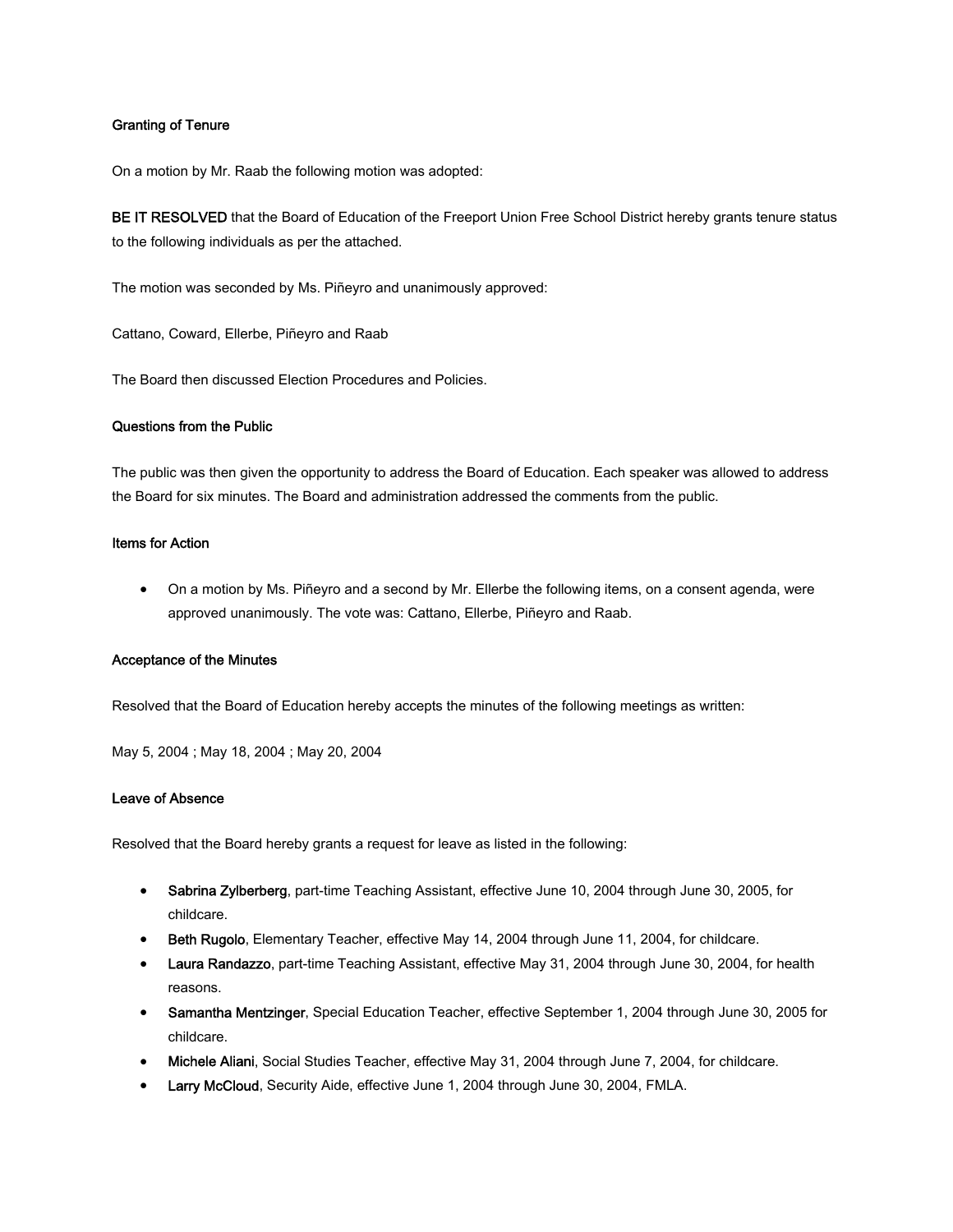**Granting of Tenure**

On a motion by Mr. Raab the following motion was adopted:

**BE IT RESOLVED** that the Board of Education of the Freeport Union Free School District hereby grants tenure status to the following individuals as per the attached.

The motion was seconded by Ms. Piñeyro and unanimously approved:

Cattano, Coward, Ellerbe, Piñeyro and Raab

The Board then discussed Election Procedures and Policies.

**Questions from the Public**

The public was then given the opportunity to address the Board of Education. Each speaker was allowed to address the Board for six minutes. The Board and administration addressed the comments from the public.

**Items for Action**

- On a motion by Ms. Piñeyro and a second by Mr. Ellerbe the following items, on a consent agenda, were approved unanimously. The vote was: Cattano, Ellerbe, Piñeyro and Raab.

**Acceptance of the Minutes**

Resolved that the Board of Education hereby accepts the minutes of the following meetings as written:

May 5, 2004 ; May 18, 2004 ; May 20, 2004

**Leave of Absence**

Resolved that the Board hereby grants a request for leave as listed in the following:

- **Sabrina Zylberberg**, part-time Teaching Assistant, effective June 10, 2004 through June 30, 2005, for childcare.
- **Beth Rugolo**, Elementary Teacher, effective May 14, 2004 through June 11, 2004, for childcare.
- **Laura Randazzo**, part-time Teaching Assistant, effective May 31, 2004 through June 30, 2004, for health reasons.
- **Samantha Mentzinger**, Special Education Teacher, effective September 1, 2004 through June 30, 2005 for childcare.
- **Michele Aliani**, Social Studies Teacher, effective May 31, 2004 through June 7, 2004, for childcare.
- **Larry McCloud**, Security Aide, effective June 1, 2004 through June 30, 2004, FMLA.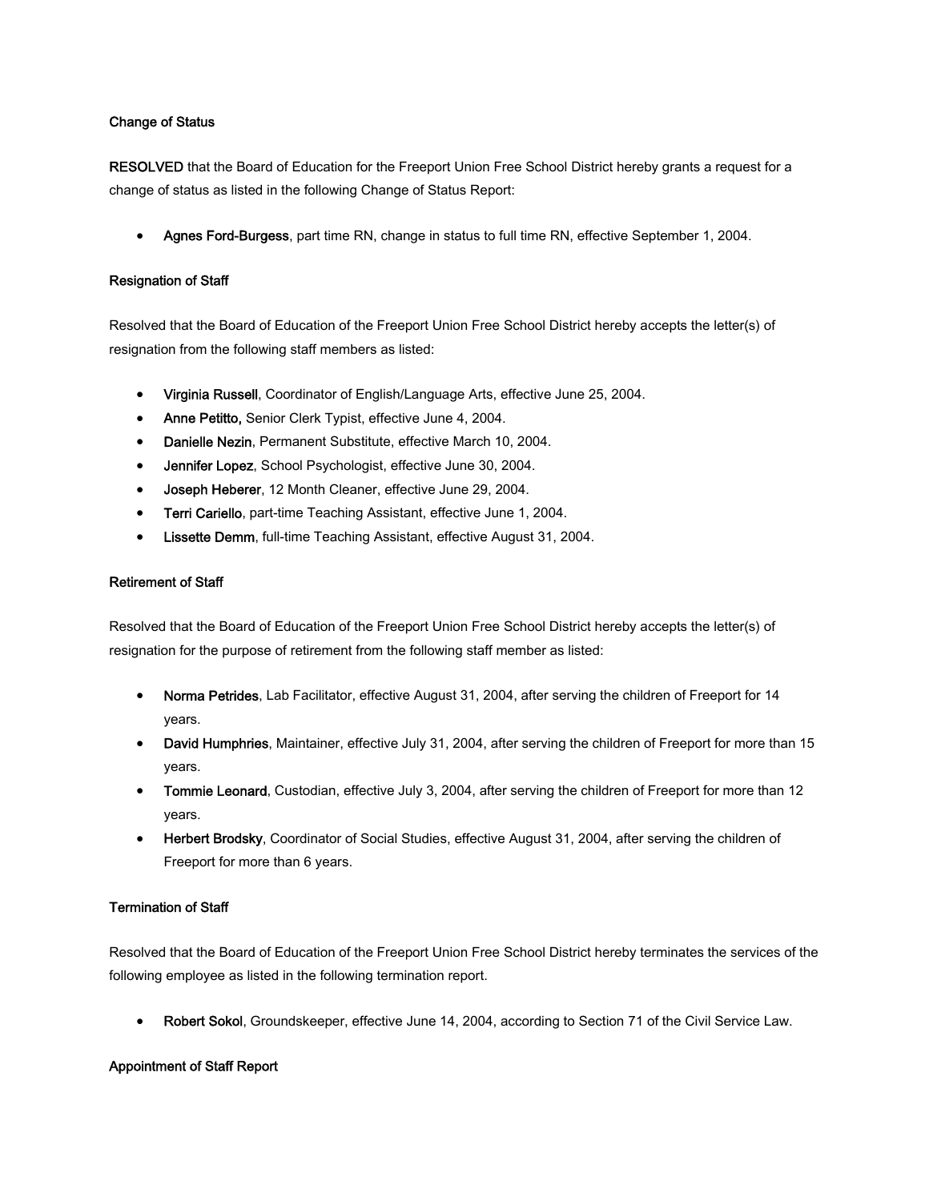**Change of Status**

**RESOLVED** that the Board of Education for the Freeport Union Free School District hereby grants a request for a change of status as listed in the following Change of Status Report:

- **Agnes Ford-Burgess**, part time RN, change in status to full time RN, effective September 1, 2004.

**Resignation of Staff**

Resolved that the Board of Education of the Freeport Union Free School District hereby accepts the letter(s) of resignation from the following staff members as listed:

- **Virginia Russell**, Coordinator of English/Language Arts, effective June 25, 2004.
- **Anne Petitto,** Senior Clerk Typist, effective June 4, 2004.
- **Danielle Nezin**, Permanent Substitute, effective March 10, 2004.
- **Jennifer Lopez**, School Psychologist, effective June 30, 2004.
- **Joseph Heberer**, 12 Month Cleaner, effective June 29, 2004.
- **Terri Cariello**, part-time Teaching Assistant, effective June 1, 2004.
- **Lissette Demm**, full-time Teaching Assistant, effective August 31, 2004.

**Retirement of Staff**

Resolved that the Board of Education of the Freeport Union Free School District hereby accepts the letter(s) of resignation for the purpose of retirement from the following staff member as listed:

- **Norma Petrides**, Lab Facilitator, effective August 31, 2004, after serving the children of Freeport for 14 years.
- **David Humphries**, Maintainer, effective July 31, 2004, after serving the children of Freeport for more than 15 years.
- **Tommie Leonard**, Custodian, effective July 3, 2004, after serving the children of Freeport for more than 12 years.
- **Herbert Brodsky**, Coordinator of Social Studies, effective August 31, 2004, after serving the children of Freeport for more than 6 years.

**Termination of Staff**

Resolved that the Board of Education of the Freeport Union Free School District hereby terminates the services of the following employee as listed in the following termination report.

- **Robert Sokol**, Groundskeeper, effective June 14, 2004, according to Section 71 of the Civil Service Law.

**Appointment of Staff Report**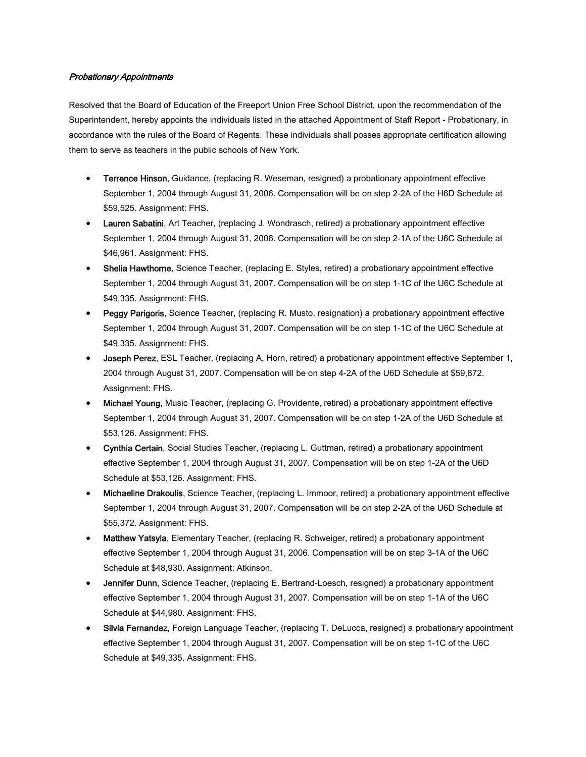*Probationary Appointments*

Resolved that the Board of Education of the Freeport Union Free School District, upon the recommendation of the Superintendent, hereby appoints the individuals listed in the attached Appointment of Staff Report - Probationary, in accordance with the rules of the Board of Regents. These individuals shall posses appropriate certification allowing them to serve as teachers in the public schools of New York.

- **Terrence Hinson**, Guidance, (replacing R. Weseman, resigned) a probationary appointment effective September 1, 2004 through August 31, 2006. Compensation will be on step 2-2A of the H6D Schedule at $59,525. Assignment: FHS.
- **Lauren Sabatini**, Art Teacher, (replacing J. Wondrasch, retired) a probationary appointment effective September 1, 2004 through August 31, 2006. Compensation will be on step 2-1A of the U6C Schedule at $46,961. Assignment: FHS.
- **Shelia Hawthorne**, Science Teacher, (replacing E. Styles, retired) a probationary appointment effective September 1, 2004 through August 31, 2007. Compensation will be on step 1-1C of the U6C Schedule at $49,335. Assignment: FHS.
- **Peggy Parigoris**, Science Teacher, (replacing R. Musto, resignation) a probationary appointment effective September 1, 2004 through August 31, 2007. Compensation will be on step 1-1C of the U6C Schedule at $49,335. Assignment: FHS.
- **Joseph Perez**, ESL Teacher, (replacing A. Horn, retired) a probationary appointment effective September 1, 2004 through August 31, 2007. Compensation will be on step 4-2A of the U6D Schedule at $59,872. Assignment: FHS.
- **Michael Young**, Music Teacher, (replacing G. Providente, retired) a probationary appointment effective September 1, 2004 through August 31, 2007. Compensation will be on step 1-2A of the U6D Schedule at $53,126. Assignment: FHS.
- **Cynthia Certain**, Social Studies Teacher, (replacing L. Guttman, retired) a probationary appointment effective September 1, 2004 through August 31, 2007. Compensation will be on step 1-2A of the U6D Schedule at $53,126. Assignment: FHS.
- **Michaeline Drakoulis**, Science Teacher, (replacing L. Immoor, retired) a probationary appointment effective September 1, 2004 through August 31, 2007. Compensation will be on step 2-2A of the U6D Schedule at $55,372. Assignment: FHS.
- **Matthew Yatsyla**, Elementary Teacher, (replacing R. Schweiger, retired) a probationary appointment effective September 1, 2004 through August 31, 2006. Compensation will be on step 3-1A of the U6C Schedule at $48,930. Assignment: Atkinson.
- **Jennifer Dunn**, Science Teacher, (replacing E. Bertrand-Loesch, resigned) a probationary appointment effective September 1, 2004 through August 31, 2007. Compensation will be on step 1-1A of the U6C Schedule at $44,980. Assignment: FHS.
- **Silvia Fernandez**, Foreign Language Teacher, (replacing T. DeLucca, resigned) a probationary appointment effective September 1, 2004 through August 31, 2007. Compensation will be on step 1-1C of the U6C Schedule at $49,335. Assignment: FHS.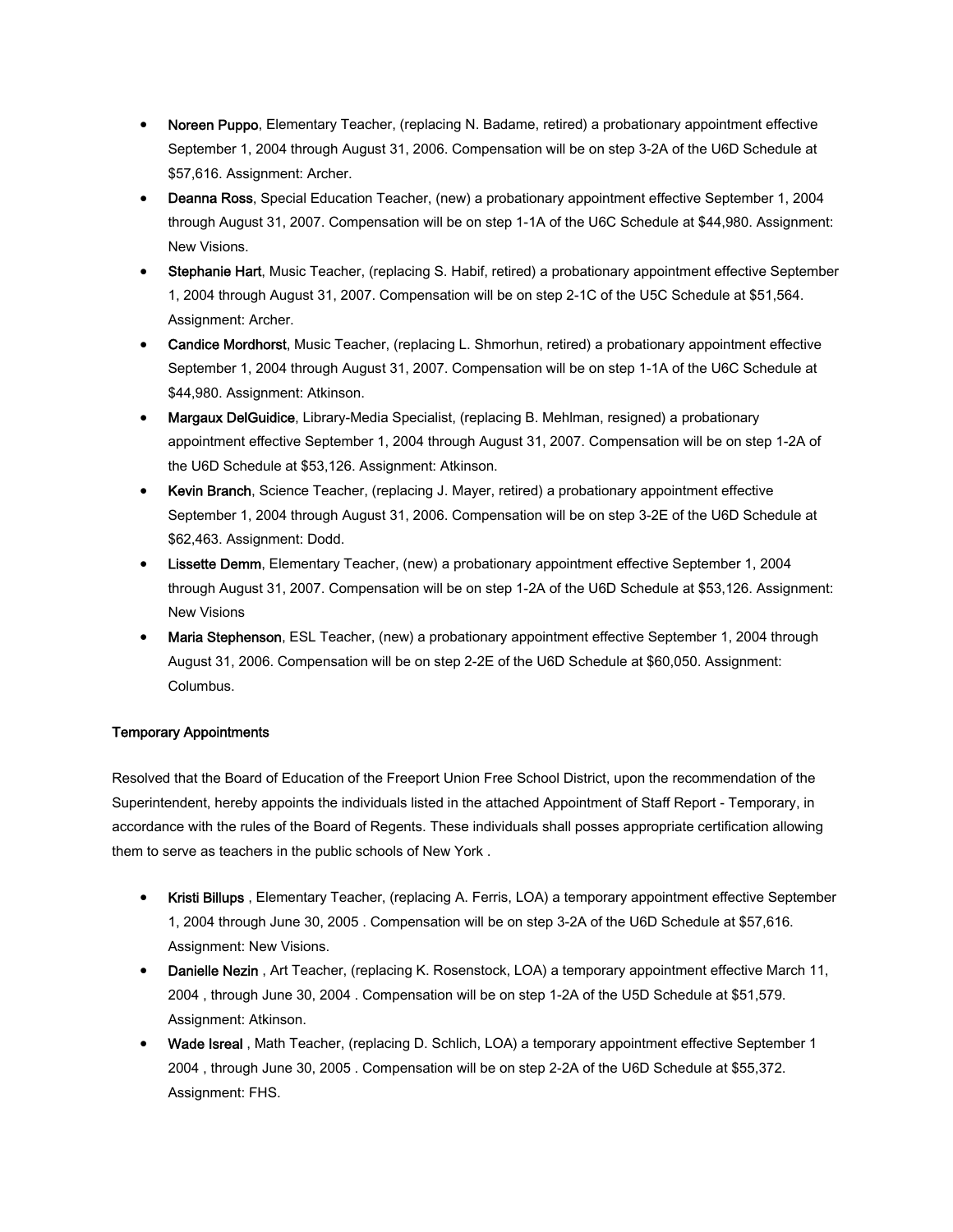- **Noreen Puppo**, Elementary Teacher, (replacing N. Badame, retired) a probationary appointment effective September 1, 2004 through August 31, 2006. Compensation will be on step 3-2A of the U6D Schedule at $57,616. Assignment: Archer.
- **Deanna Ross**, Special Education Teacher, (new) a probationary appointment effective September 1, 2004 through August 31, 2007. Compensation will be on step 1-1A of the U6C Schedule at $44,980. Assignment: New Visions.
- **Stephanie Hart**, Music Teacher, (replacing S. Habif, retired) a probationary appointment effective September 1, 2004 through August 31, 2007. Compensation will be on step 2-1C of the U5C Schedule at $51,564. Assignment: Archer.
- **Candice Mordhorst**, Music Teacher, (replacing L. Shmorhun, retired) a probationary appointment effective September 1, 2004 through August 31, 2007. Compensation will be on step 1-1A of the U6C Schedule at $44,980. Assignment: Atkinson.
- **Margaux DelGuidice**, Library-Media Specialist, (replacing B. Mehlman, resigned) a probationary appointment effective September 1, 2004 through August 31, 2007. Compensation will be on step 1-2A of the U6D Schedule at $53,126. Assignment: Atkinson.
- **Kevin Branch**, Science Teacher, (replacing J. Mayer, retired) a probationary appointment effective September 1, 2004 through August 31, 2006. Compensation will be on step 3-2E of the U6D Schedule at $62,463. Assignment: Dodd.
- **Lissette Demm**, Elementary Teacher, (new) a probationary appointment effective September 1, 2004 through August 31, 2007. Compensation will be on step 1-2A of the U6D Schedule at $53,126. Assignment: New Visions
- **Maria Stephenson**, ESL Teacher, (new) a probationary appointment effective September 1, 2004 through August 31, 2006. Compensation will be on step 2-2E of the U6D Schedule at $60,050. Assignment: Columbus.

**Temporary Appointments**

Resolved that the Board of Education of the Freeport Union Free School District, upon the recommendation of the Superintendent, hereby appoints the individuals listed in the attached Appointment of Staff Report - Temporary, in accordance with the rules of the Board of Regents. These individuals shall posses appropriate certification allowing them to serve as teachers in the public schools of New York .

- **Kristi Billups** , Elementary Teacher, (replacing A. Ferris, LOA) a temporary appointment effective September 1, 2004 through June 30, 2005 . Compensation will be on step 3-2A of the U6D Schedule at $57,616. Assignment: New Visions.
- **Danielle Nezin** , Art Teacher, (replacing K. Rosenstock, LOA) a temporary appointment effective March 11, 2004 , through June 30, 2004 . Compensation will be on step 1-2A of the U5D Schedule at $51,579. Assignment: Atkinson.
- **Wade Isreal** , Math Teacher, (replacing D. Schlich, LOA) a temporary appointment effective September 1 2004 , through June 30, 2005 . Compensation will be on step 2-2A of the U6D Schedule at $55,372. Assignment: FHS.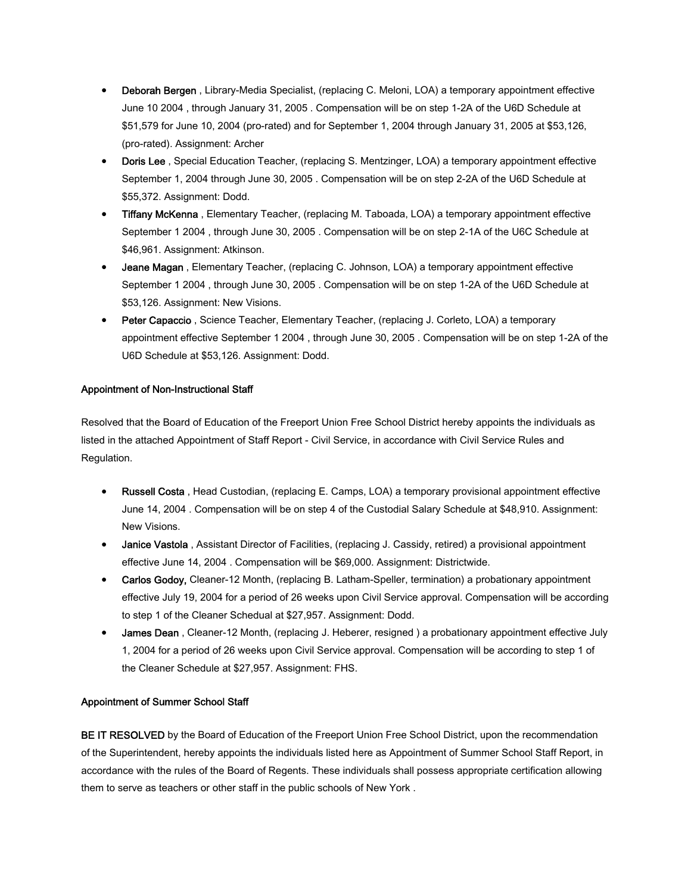- **Deborah Bergen** , Library-Media Specialist, (replacing C. Meloni, LOA) a temporary appointment effective June 10 2004 , through January 31, 2005 . Compensation will be on step 1-2A of the U6D Schedule at $51,579 for June 10, 2004 (pro-rated) and for September 1, 2004 through January 31, 2005 at $53,126, (pro-rated). Assignment: Archer
- **Doris Lee** , Special Education Teacher, (replacing S. Mentzinger, LOA) a temporary appointment effective September 1, 2004 through June 30, 2005 . Compensation will be on step 2-2A of the U6D Schedule at $55,372. Assignment: Dodd.
- **Tiffany McKenna** , Elementary Teacher, (replacing M. Taboada, LOA) a temporary appointment effective September 1 2004 , through June 30, 2005 . Compensation will be on step 2-1A of the U6C Schedule at $46,961. Assignment: Atkinson.
- **Jeane Magan** , Elementary Teacher, (replacing C. Johnson, LOA) a temporary appointment effective September 1 2004 , through June 30, 2005 . Compensation will be on step 1-2A of the U6D Schedule at $53,126. Assignment: New Visions.
- **Peter Capaccio** , Science Teacher, Elementary Teacher, (replacing J. Corleto, LOA) a temporary appointment effective September 1 2004 , through June 30, 2005 . Compensation will be on step 1-2A of the U6D Schedule at $53,126. Assignment: Dodd.

**Appointment of Non-Instructional Staff**

Resolved that the Board of Education of the Freeport Union Free School District hereby appoints the individuals as listed in the attached Appointment of Staff Report - Civil Service, in accordance with Civil Service Rules and Regulation.

- **Russell Costa** , Head Custodian, (replacing E. Camps, LOA) a temporary provisional appointment effective June 14, 2004 . Compensation will be on step 4 of the Custodial Salary Schedule at $48,910. Assignment: New Visions.
- **Janice Vastola** , Assistant Director of Facilities, (replacing J. Cassidy, retired) a provisional appointment effective June 14, 2004 . Compensation will be $69,000. Assignment: Districtwide.
- **Carlos Godoy,** Cleaner-12 Month, (replacing B. Latham-Speller, termination) a probationary appointment effective July 19, 2004 for a period of 26 weeks upon Civil Service approval. Compensation will be according to step 1 of the Cleaner Schedual at $27,957. Assignment: Dodd.
- **James Dean** , Cleaner-12 Month, (replacing J. Heberer, resigned ) a probationary appointment effective July 1, 2004 for a period of 26 weeks upon Civil Service approval. Compensation will be according to step 1 of the Cleaner Schedule at $27,957. Assignment: FHS.

**Appointment of Summer School Staff**

**BE IT RESOLVED** by the Board of Education of the Freeport Union Free School District, upon the recommendation of the Superintendent, hereby appoints the individuals listed here as Appointment of Summer School Staff Report, in accordance with the rules of the Board of Regents. These individuals shall possess appropriate certification allowing them to serve as teachers or other staff in the public schools of New York .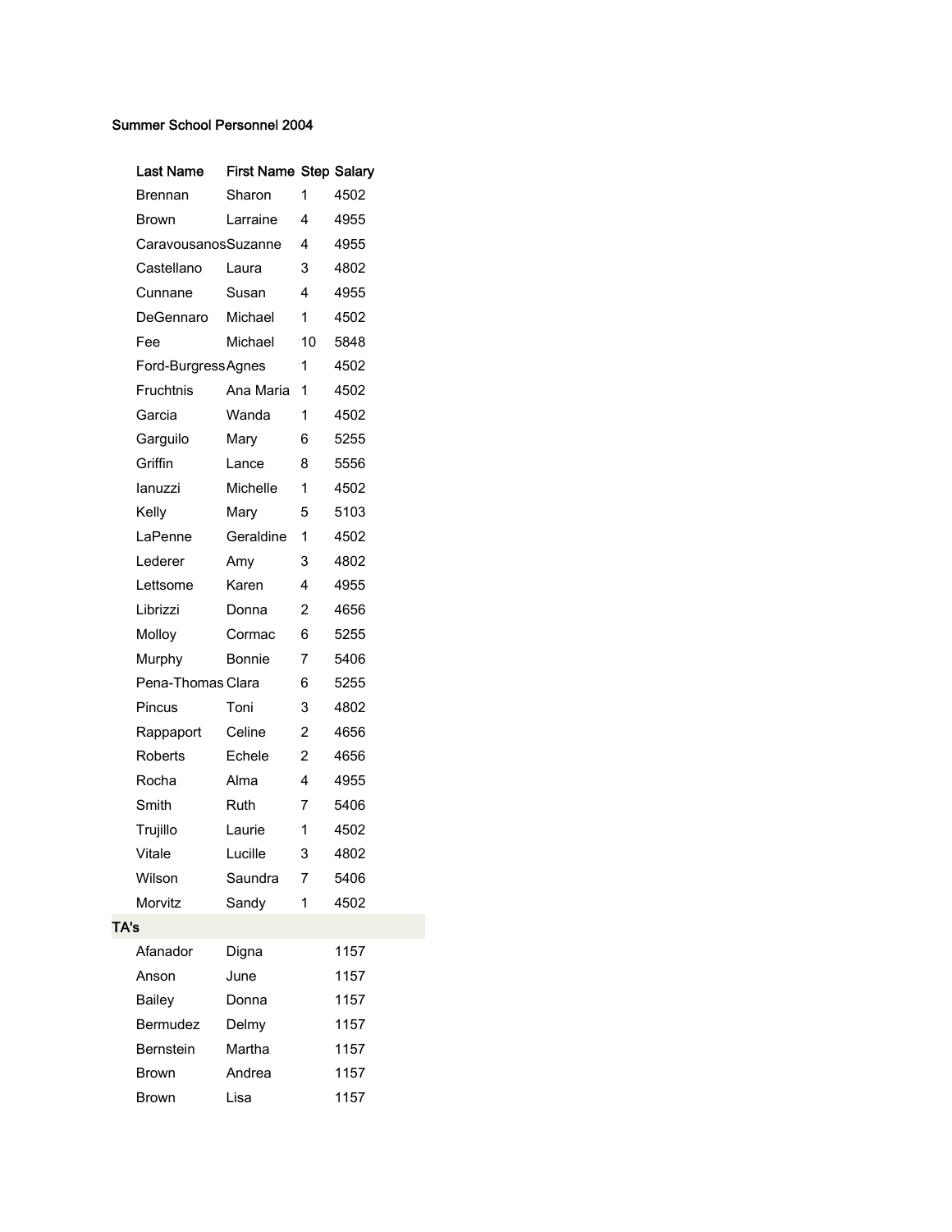Summer School Personnel 2004

| Last Name | First Name | Step | Salary |
|---|---|---|---|
| Brennan | Sharon | 1 | 4502 |
| Brown | Larraine | 4 | 4955 |
| Caravousanos | Suzanne | 4 | 4955 |
| Castellano | Laura | 3 | 4802 |
| Cunnane | Susan | 4 | 4955 |
| DeGennaro | Michael | 1 | 4502 |
| Fee | Michael | 10 | 5848 |
| Ford-Burgress | Agnes | 1 | 4502 |
| Fruchtnis | Ana Maria | 1 | 4502 |
| Garcia | Wanda | 1 | 4502 |
| Garguilo | Mary | 6 | 5255 |
| Griffin | Lance | 8 | 5556 |
| Ianuzzi | Michelle | 1 | 4502 |
| Kelly | Mary | 5 | 5103 |
| LaPenne | Geraldine | 1 | 4502 |
| Lederer | Amy | 3 | 4802 |
| Lettsome | Karen | 4 | 4955 |
| Librizzi | Donna | 2 | 4656 |
| Molloy | Cormac | 6 | 5255 |
| Murphy | Bonnie | 7 | 5406 |
| Pena-Thomas | Clara | 6 | 5255 |
| Pincus | Toni | 3 | 4802 |
| Rappaport | Celine | 2 | 4656 |
| Roberts | Echele | 2 | 4656 |
| Rocha | Alma | 4 | 4955 |
| Smith | Ruth | 7 | 5406 |
| Trujillo | Laurie | 1 | 4502 |
| Vitale | Lucille | 3 | 4802 |
| Wilson | Saundra | 7 | 5406 |
| Morvitz | Sandy | 1 | 4502 |
| **TA's** | | | |
| Afanador | Digna | | 1157 |
| Anson | June | | 1157 |
| Bailey | Donna | | 1157 |
| Bermudez | Delmy | | 1157 |
| Bernstein | Martha | | 1157 |
| Brown | Andrea | | 1157 |
| Brown | Lisa | | 1157 |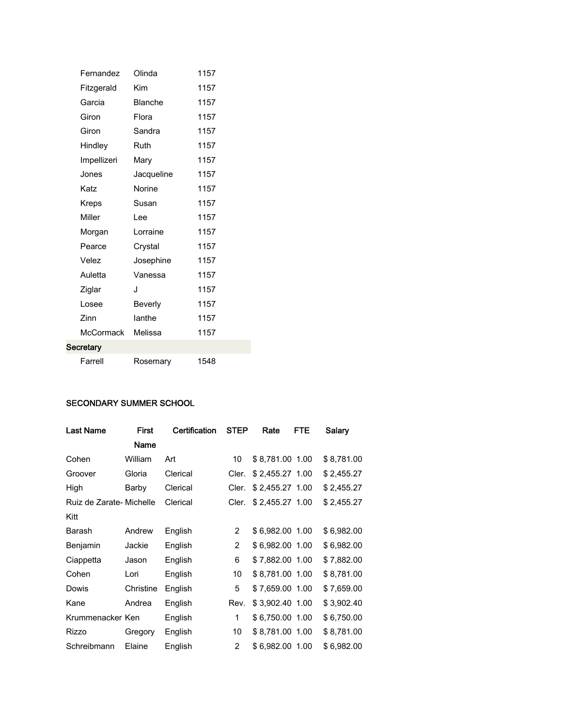| | | |
|---|---|---|
| Fernandez | Olinda | 1157 |
| Fitzgerald | Kim | 1157 |
| Garcia | Blanche | 1157 |
| Giron | Flora | 1157 |
| Giron | Sandra | 1157 |
| Hindley | Ruth | 1157 |
| Impellizeri | Mary | 1157 |
| Jones | Jacqueline | 1157 |
| Katz | Norine | 1157 |
| Kreps | Susan | 1157 |
| Miller | Lee | 1157 |
| Morgan | Lorraine | 1157 |
| Pearce | Crystal | 1157 |
| Velez | Josephine | 1157 |
| Auletta | Vanessa | 1157 |
| Ziglar | J | 1157 |
| Losee | Beverly | 1157 |
| Zinn | Ianthe | 1157 |
| McCormack | Melissa | 1157 |
| **Secretary** | | |
| Farrell | Rosemary | 1548 |

SECONDARY SUMMER SCHOOL

| Last Name | First Name | Certification | STEP | Rate | FTE | Salary |
|---|---|---|---|---|---|---|
| Cohen | William | Art | 10 | $ 8,781.00 | 1.00 | $ 8,781.00 |
| Groover | Gloria | Clerical | Cler. | $ 2,455.27 | 1.00 | $ 2,455.27 |
| High | Barby | Clerical | Cler. | $ 2,455.27 | 1.00 | $ 2,455.27 |
| Ruiz de Zarate-Kitt | Michelle | Clerical | Cler. | $ 2,455.27 | 1.00 | $ 2,455.27 |
| Barash | Andrew | English | 2 | $ 6,982.00 | 1.00 | $ 6,982.00 |
| Benjamin | Jackie | English | 2 | $ 6,982.00 | 1.00 | $ 6,982.00 |
| Ciappetta | Jason | English | 6 | $ 7,882.00 | 1.00 | $ 7,882.00 |
| Cohen | Lori | English | 10 | $ 8,781.00 | 1.00 | $ 8,781.00 |
| Dowis | Christine | English | 5 | $ 7,659.00 | 1.00 | $ 7,659.00 |
| Kane | Andrea | English | Rev. | $ 3,902.40 | 1.00 | $ 3,902.40 |
| Krummenacker | Ken | English | 1 | $ 6,750.00 | 1.00 | $ 6,750.00 |
| Rizzo | Gregory | English | 10 | $ 8,781.00 | 1.00 | $ 8,781.00 |
| Schreibmann | Elaine | English | 2 | $ 6,982.00 | 1.00 | $ 6,982.00 |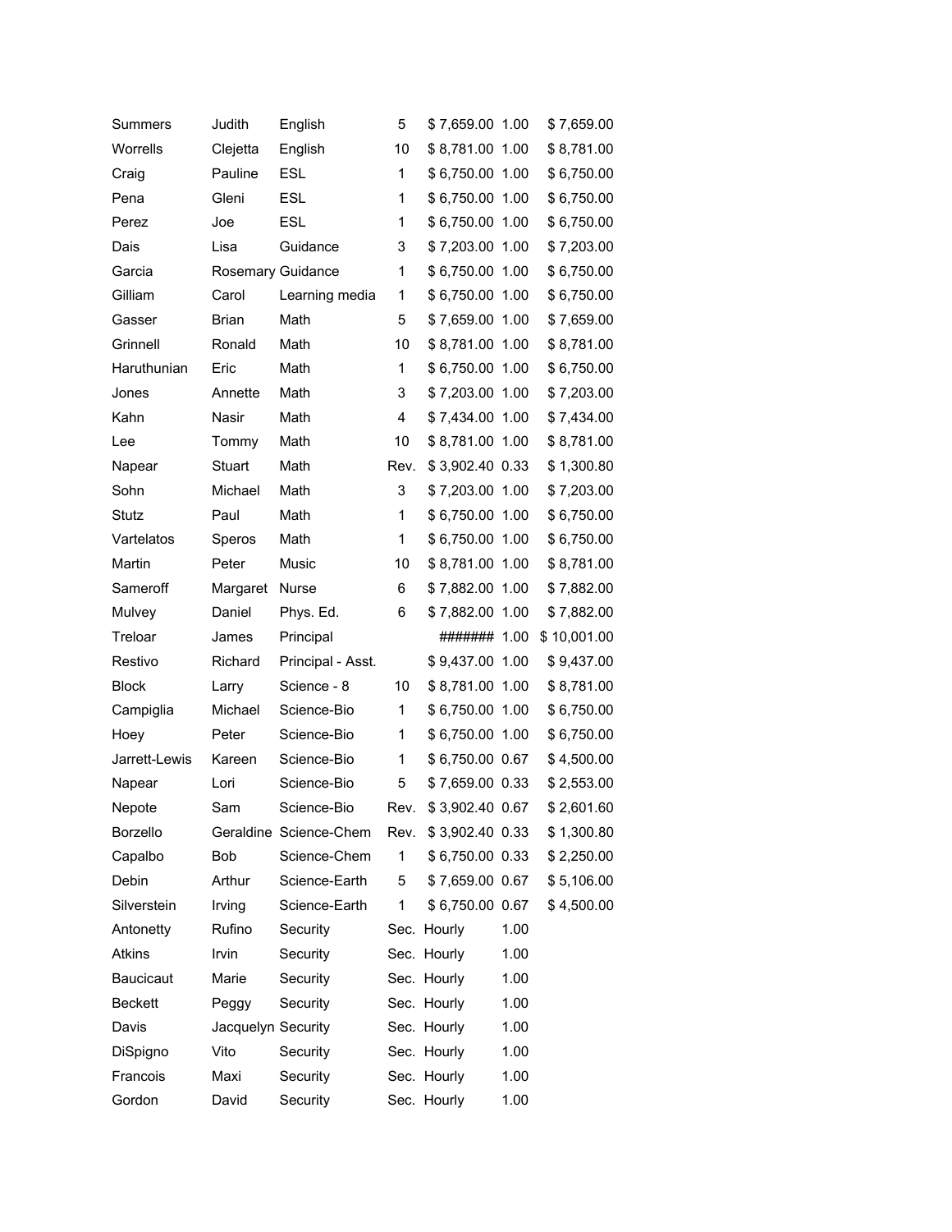| | | | | | | |
|---|---|---|---|---|---|---|
| Summers | Judith | English | 5 | $ 7,659.00 | 1.00 | $ 7,659.00 |
| Worrells | Clejetta | English | 10 | $ 8,781.00 | 1.00 | $ 8,781.00 |
| Craig | Pauline | ESL | 1 | $ 6,750.00 | 1.00 | $ 6,750.00 |
| Pena | Gleni | ESL | 1 | $ 6,750.00 | 1.00 | $ 6,750.00 |
| Perez | Joe | ESL | 1 | $ 6,750.00 | 1.00 | $ 6,750.00 |
| Dais | Lisa | Guidance | 3 | $ 7,203.00 | 1.00 | $ 7,203.00 |
| Garcia | Rosemary | Guidance | 1 | $ 6,750.00 | 1.00 | $ 6,750.00 |
| Gilliam | Carol | Learning media | 1 | $ 6,750.00 | 1.00 | $ 6,750.00 |
| Gasser | Brian | Math | 5 | $ 7,659.00 | 1.00 | $ 7,659.00 |
| Grinnell | Ronald | Math | 10 | $ 8,781.00 | 1.00 | $ 8,781.00 |
| Haruthunian | Eric | Math | 1 | $ 6,750.00 | 1.00 | $ 6,750.00 |
| Jones | Annette | Math | 3 | $ 7,203.00 | 1.00 | $ 7,203.00 |
| Kahn | Nasir | Math | 4 | $ 7,434.00 | 1.00 | $ 7,434.00 |
| Lee | Tommy | Math | 10 | $ 8,781.00 | 1.00 | $ 8,781.00 |
| Napear | Stuart | Math | Rev. | $ 3,902.40 | 0.33 | $ 1,300.80 |
| Sohn | Michael | Math | 3 | $ 7,203.00 | 1.00 | $ 7,203.00 |
| Stutz | Paul | Math | 1 | $ 6,750.00 | 1.00 | $ 6,750.00 |
| Vartelatos | Speros | Math | 1 | $ 6,750.00 | 1.00 | $ 6,750.00 |
| Martin | Peter | Music | 10 | $ 8,781.00 | 1.00 | $ 8,781.00 |
| Sameroff | Margaret | Nurse | 6 | $ 7,882.00 | 1.00 | $ 7,882.00 |
| Mulvey | Daniel | Phys. Ed. | 6 | $ 7,882.00 | 1.00 | $ 7,882.00 |
| Treloar | James | Principal | | ####### | 1.00 | $ 10,001.00 |
| Restivo | Richard | Principal - Asst. | | $ 9,437.00 | 1.00 | $ 9,437.00 |
| Block | Larry | Science - 8 | 10 | $ 8,781.00 | 1.00 | $ 8,781.00 |
| Campiglia | Michael | Science-Bio | 1 | $ 6,750.00 | 1.00 | $ 6,750.00 |
| Hoey | Peter | Science-Bio | 1 | $ 6,750.00 | 1.00 | $ 6,750.00 |
| Jarrett-Lewis | Kareen | Science-Bio | 1 | $ 6,750.00 | 0.67 | $ 4,500.00 |
| Napear | Lori | Science-Bio | 5 | $ 7,659.00 | 0.33 | $ 2,553.00 |
| Nepote | Sam | Science-Bio | Rev. | $ 3,902.40 | 0.67 | $ 2,601.60 |
| Borzello | Geraldine | Science-Chem | Rev. | $ 3,902.40 | 0.33 | $ 1,300.80 |
| Capalbo | Bob | Science-Chem | 1 | $ 6,750.00 | 0.33 | $ 2,250.00 |
| Debin | Arthur | Science-Earth | 5 | $ 7,659.00 | 0.67 | $ 5,106.00 |
| Silverstein | Irving | Science-Earth | 1 | $ 6,750.00 | 0.67 | $ 4,500.00 |
| Antonetty | Rufino | Security | Sec. | Hourly | 1.00 | |
| Atkins | Irvin | Security | Sec. | Hourly | 1.00 | |
| Baucicaut | Marie | Security | Sec. | Hourly | 1.00 | |
| Beckett | Peggy | Security | Sec. | Hourly | 1.00 | |
| Davis | Jacquelyn | Security | Sec. | Hourly | 1.00 | |
| DiSpigno | Vito | Security | Sec. | Hourly | 1.00 | |
| Francois | Maxi | Security | Sec. | Hourly | 1.00 | |
| Gordon | David | Security | Sec. | Hourly | 1.00 | |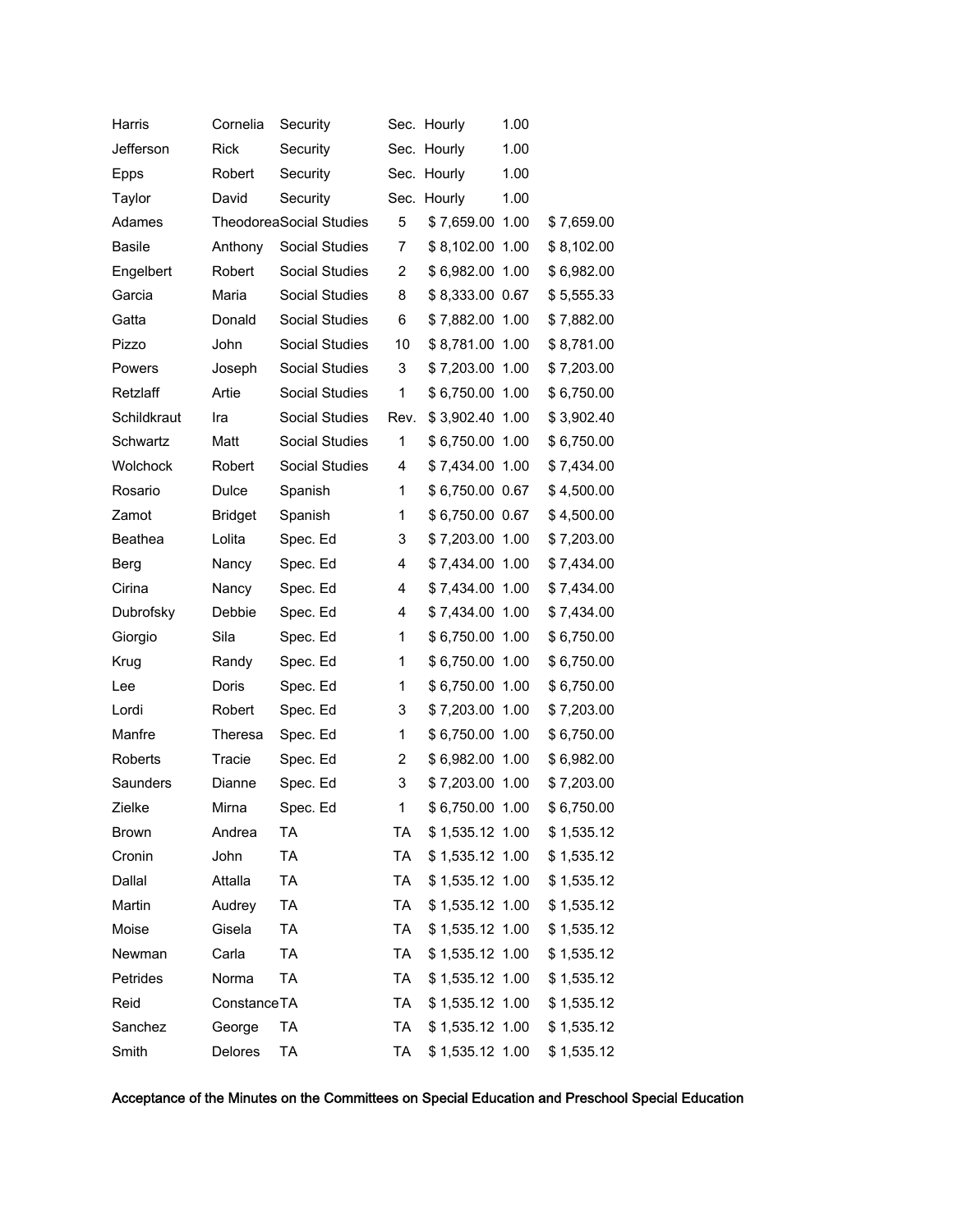| | | | | | | |
|---|---|---|---|---|---|---|
| Harris | Cornelia | Security | Sec. | Hourly | 1.00 | |
| Jefferson | Rick | Security | Sec. | Hourly | 1.00 | |
| Epps | Robert | Security | Sec. | Hourly | 1.00 | |
| Taylor | David | Security | Sec. | Hourly | 1.00 | |
| Adames | Theodorea | Social Studies | 5 | $ 7,659.00 | 1.00 | $ 7,659.00 |
| Basile | Anthony | Social Studies | 7 | $ 8,102.00 | 1.00 | $ 8,102.00 |
| Engelbert | Robert | Social Studies | 2 | $ 6,982.00 | 1.00 | $ 6,982.00 |
| Garcia | Maria | Social Studies | 8 | $ 8,333.00 | 0.67 | $ 5,555.33 |
| Gatta | Donald | Social Studies | 6 | $ 7,882.00 | 1.00 | $ 7,882.00 |
| Pizzo | John | Social Studies | 10 | $ 8,781.00 | 1.00 | $ 8,781.00 |
| Powers | Joseph | Social Studies | 3 | $ 7,203.00 | 1.00 | $ 7,203.00 |
| Retzlaff | Artie | Social Studies | 1 | $ 6,750.00 | 1.00 | $ 6,750.00 |
| Schildkraut | Ira | Social Studies | Rev. | $ 3,902.40 | 1.00 | $ 3,902.40 |
| Schwartz | Matt | Social Studies | 1 | $ 6,750.00 | 1.00 | $ 6,750.00 |
| Wolchock | Robert | Social Studies | 4 | $ 7,434.00 | 1.00 | $ 7,434.00 |
| Rosario | Dulce | Spanish | 1 | $ 6,750.00 | 0.67 | $ 4,500.00 |
| Zamot | Bridget | Spanish | 1 | $ 6,750.00 | 0.67 | $ 4,500.00 |
| Beathea | Lolita | Spec. Ed | 3 | $ 7,203.00 | 1.00 | $ 7,203.00 |
| Berg | Nancy | Spec. Ed | 4 | $ 7,434.00 | 1.00 | $ 7,434.00 |
| Cirina | Nancy | Spec. Ed | 4 | $ 7,434.00 | 1.00 | $ 7,434.00 |
| Dubrofsky | Debbie | Spec. Ed | 4 | $ 7,434.00 | 1.00 | $ 7,434.00 |
| Giorgio | Sila | Spec. Ed | 1 | $ 6,750.00 | 1.00 | $ 6,750.00 |
| Krug | Randy | Spec. Ed | 1 | $ 6,750.00 | 1.00 | $ 6,750.00 |
| Lee | Doris | Spec. Ed | 1 | $ 6,750.00 | 1.00 | $ 6,750.00 |
| Lordi | Robert | Spec. Ed | 3 | $ 7,203.00 | 1.00 | $ 7,203.00 |
| Manfre | Theresa | Spec. Ed | 1 | $ 6,750.00 | 1.00 | $ 6,750.00 |
| Roberts | Tracie | Spec. Ed | 2 | $ 6,982.00 | 1.00 | $ 6,982.00 |
| Saunders | Dianne | Spec. Ed | 3 | $ 7,203.00 | 1.00 | $ 7,203.00 |
| Zielke | Mirna | Spec. Ed | 1 | $ 6,750.00 | 1.00 | $ 6,750.00 |
| Brown | Andrea | TA | TA | $ 1,535.12 | 1.00 | $ 1,535.12 |
| Cronin | John | TA | TA | $ 1,535.12 | 1.00 | $ 1,535.12 |
| Dallal | Attalla | TA | TA | $ 1,535.12 | 1.00 | $ 1,535.12 |
| Martin | Audrey | TA | TA | $ 1,535.12 | 1.00 | $ 1,535.12 |
| Moise | Gisela | TA | TA | $ 1,535.12 | 1.00 | $ 1,535.12 |
| Newman | Carla | TA | TA | $ 1,535.12 | 1.00 | $ 1,535.12 |
| Petrides | Norma | TA | TA | $ 1,535.12 | 1.00 | $ 1,535.12 |
| Reid | Constance | TA | TA | $ 1,535.12 | 1.00 | $ 1,535.12 |
| Sanchez | George | TA | TA | $ 1,535.12 | 1.00 | $ 1,535.12 |
| Smith | Delores | TA | TA | $ 1,535.12 | 1.00 | $ 1,535.12 |

**Acceptance of the Minutes on the Committees on Special Education and Preschool Special Education**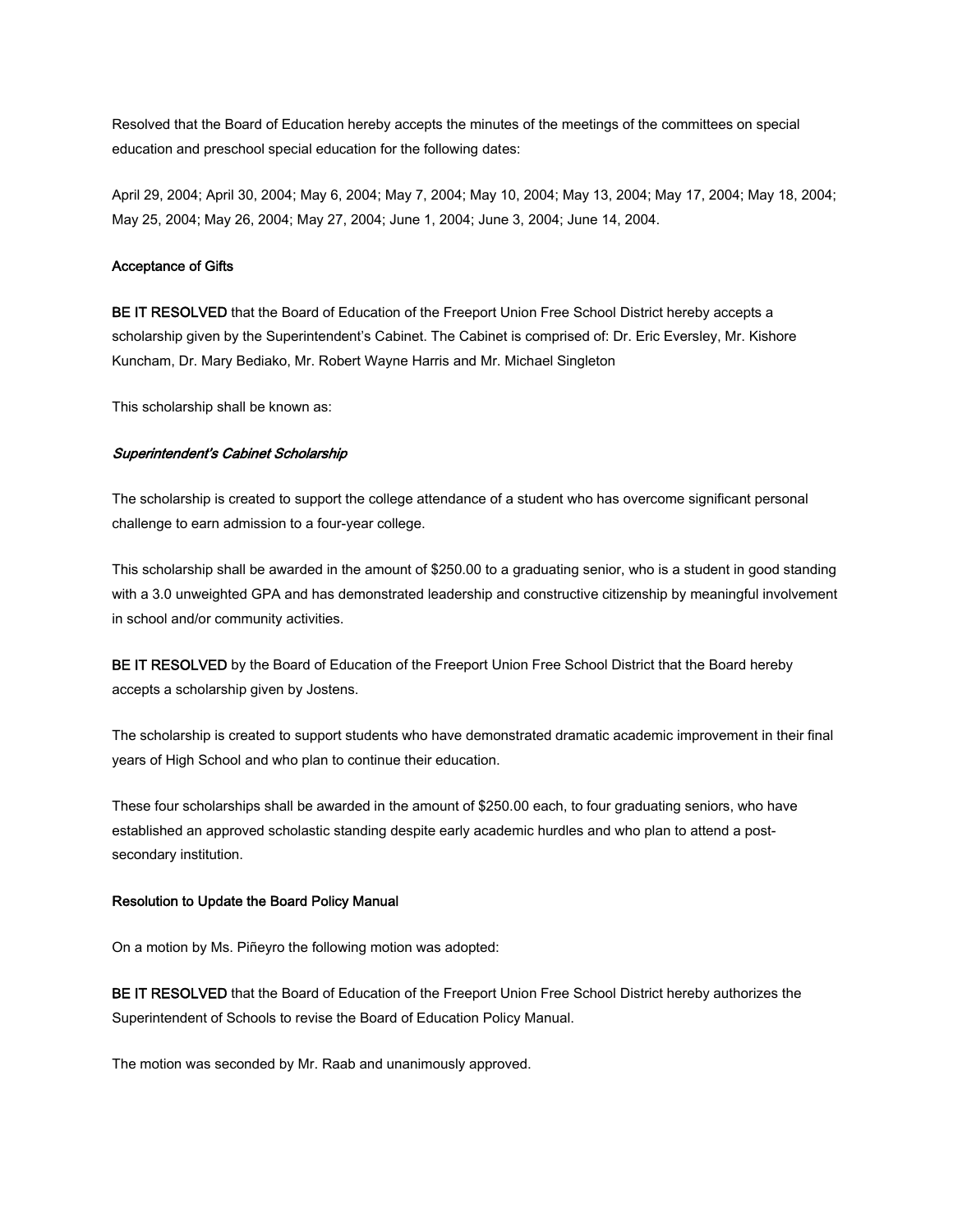Resolved that the Board of Education hereby accepts the minutes of the meetings of the committees on special education and preschool special education for the following dates:

April 29, 2004; April 30, 2004; May 6, 2004; May 7, 2004; May 10, 2004; May 13, 2004; May 17, 2004; May 18, 2004; May 25, 2004; May 26, 2004; May 27, 2004; June 1, 2004; June 3, 2004; June 14, 2004.

**Acceptance of Gifts**

**BE IT RESOLVED** that the Board of Education of the Freeport Union Free School District hereby accepts a scholarship given by the Superintendent's Cabinet. The Cabinet is comprised of: Dr. Eric Eversley, Mr. Kishore Kuncham, Dr. Mary Bediako, Mr. Robert Wayne Harris and Mr. Michael Singleton

This scholarship shall be known as:

***Superintendent's Cabinet Scholarship***

The scholarship is created to support the college attendance of a student who has overcome significant personal challenge to earn admission to a four-year college.

This scholarship shall be awarded in the amount of $250.00 to a graduating senior, who is a student in good standing with a 3.0 unweighted GPA and has demonstrated leadership and constructive citizenship by meaningful involvement in school and/or community activities.

**BE IT RESOLVED** by the Board of Education of the Freeport Union Free School District that the Board hereby accepts a scholarship given by Jostens.

The scholarship is created to support students who have demonstrated dramatic academic improvement in their final years of High School and who plan to continue their education.

These four scholarships shall be awarded in the amount of $250.00 each, to four graduating seniors, who have established an approved scholastic standing despite early academic hurdles and who plan to attend a post-secondary institution.

**Resolution to Update the Board Policy Manual**

On a motion by Ms. Piñeyro the following motion was adopted:

**BE IT RESOLVED** that the Board of Education of the Freeport Union Free School District hereby authorizes the Superintendent of Schools to revise the Board of Education Policy Manual.

The motion was seconded by Mr. Raab and unanimously approved.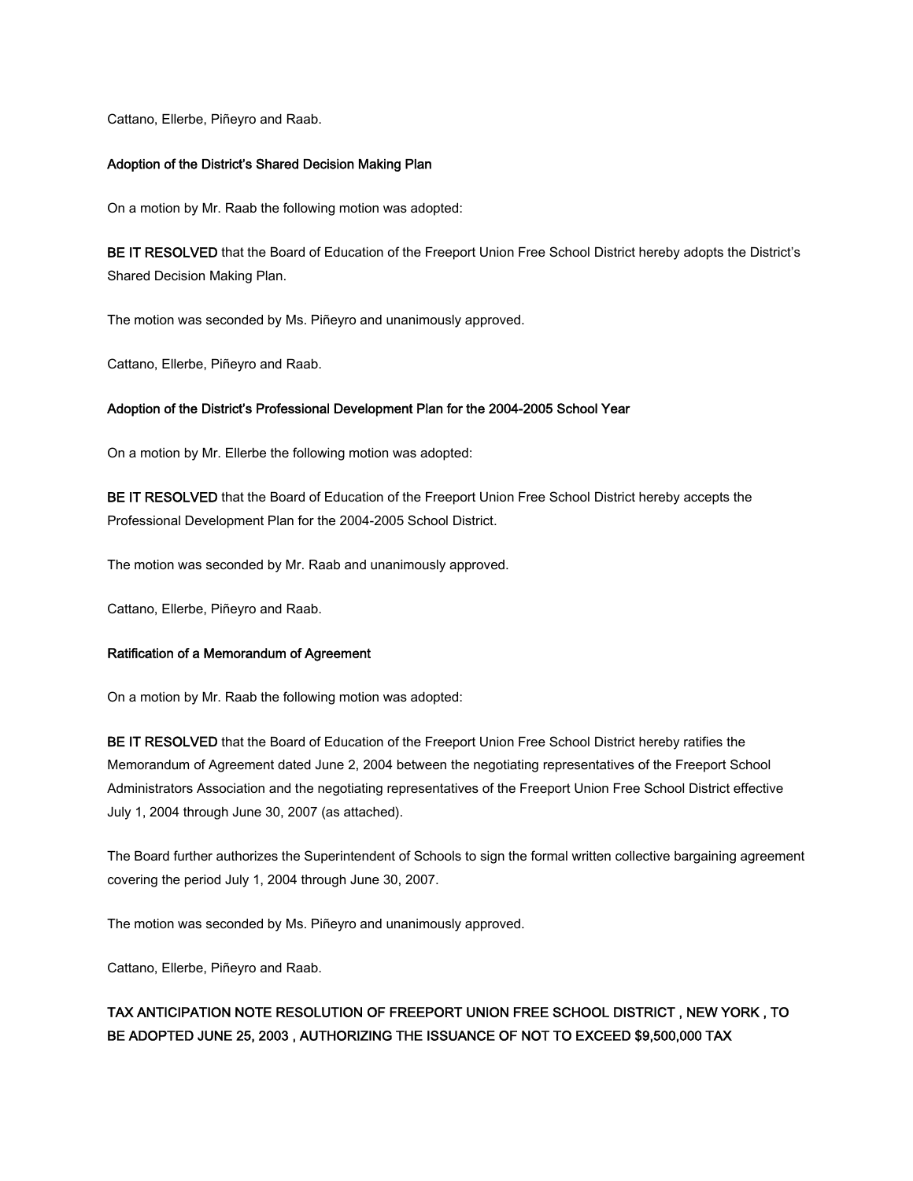Cattano, Ellerbe, Piñeyro and Raab.

**Adoption of the District's Shared Decision Making Plan**

On a motion by Mr. Raab the following motion was adopted:

**BE IT RESOLVED** that the Board of Education of the Freeport Union Free School District hereby adopts the District's Shared Decision Making Plan.

The motion was seconded by Ms. Piñeyro and unanimously approved.

Cattano, Ellerbe, Piñeyro and Raab.

**Adoption of the District's Professional Development Plan for the 2004-2005 School Year**

On a motion by Mr. Ellerbe the following motion was adopted:

**BE IT RESOLVED** that the Board of Education of the Freeport Union Free School District hereby accepts the Professional Development Plan for the 2004-2005 School District.

The motion was seconded by Mr. Raab and unanimously approved.

Cattano, Ellerbe, Piñeyro and Raab.

**Ratification of a Memorandum of Agreement**

On a motion by Mr. Raab the following motion was adopted:

**BE IT RESOLVED** that the Board of Education of the Freeport Union Free School District hereby ratifies the Memorandum of Agreement dated June 2, 2004 between the negotiating representatives of the Freeport School Administrators Association and the negotiating representatives of the Freeport Union Free School District effective July 1, 2004 through June 30, 2007 (as attached).

The Board further authorizes the Superintendent of Schools to sign the formal written collective bargaining agreement covering the period July 1, 2004 through June 30, 2007.

The motion was seconded by Ms. Piñeyro and unanimously approved.

Cattano, Ellerbe, Piñeyro and Raab.

**TAX ANTICIPATION NOTE RESOLUTION OF FREEPORT UNION FREE SCHOOL DISTRICT , NEW YORK , TO BE ADOPTED JUNE 25, 2003 , AUTHORIZING THE ISSUANCE OF NOT TO EXCEED $9,500,000 TAX**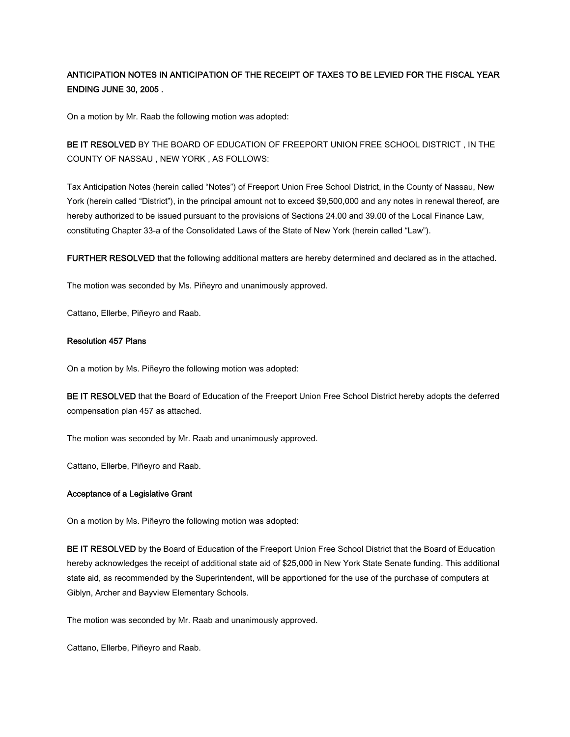**ANTICIPATION NOTES IN ANTICIPATION OF THE RECEIPT OF TAXES TO BE LEVIED FOR THE FISCAL YEAR ENDING JUNE 30, 2005 .**

On a motion by Mr. Raab the following motion was adopted:

**BE IT RESOLVED** BY THE BOARD OF EDUCATION OF FREEPORT UNION FREE SCHOOL DISTRICT , IN THE COUNTY OF NASSAU , NEW YORK , AS FOLLOWS:

Tax Anticipation Notes (herein called "Notes") of Freeport Union Free School District, in the County of Nassau, New York (herein called "District"), in the principal amount not to exceed $9,500,000 and any notes in renewal thereof, are hereby authorized to be issued pursuant to the provisions of Sections 24.00 and 39.00 of the Local Finance Law, constituting Chapter 33-a of the Consolidated Laws of the State of New York (herein called "Law").

**FURTHER RESOLVED** that the following additional matters are hereby determined and declared as in the attached.

The motion was seconded by Ms. Piñeyro and unanimously approved.

Cattano, Ellerbe, Piñeyro and Raab.

**Resolution 457 Plans**

On a motion by Ms. Piñeyro the following motion was adopted:

**BE IT RESOLVED** that the Board of Education of the Freeport Union Free School District hereby adopts the deferred compensation plan 457 as attached.

The motion was seconded by Mr. Raab and unanimously approved.

Cattano, Ellerbe, Piñeyro and Raab.

**Acceptance of a Legislative Grant**

On a motion by Ms. Piñeyro the following motion was adopted:

**BE IT RESOLVED** by the Board of Education of the Freeport Union Free School District that the Board of Education hereby acknowledges the receipt of additional state aid of $25,000 in New York State Senate funding. This additional state aid, as recommended by the Superintendent, will be apportioned for the use of the purchase of computers at Giblyn, Archer and Bayview Elementary Schools.

The motion was seconded by Mr. Raab and unanimously approved.

Cattano, Ellerbe, Piñeyro and Raab.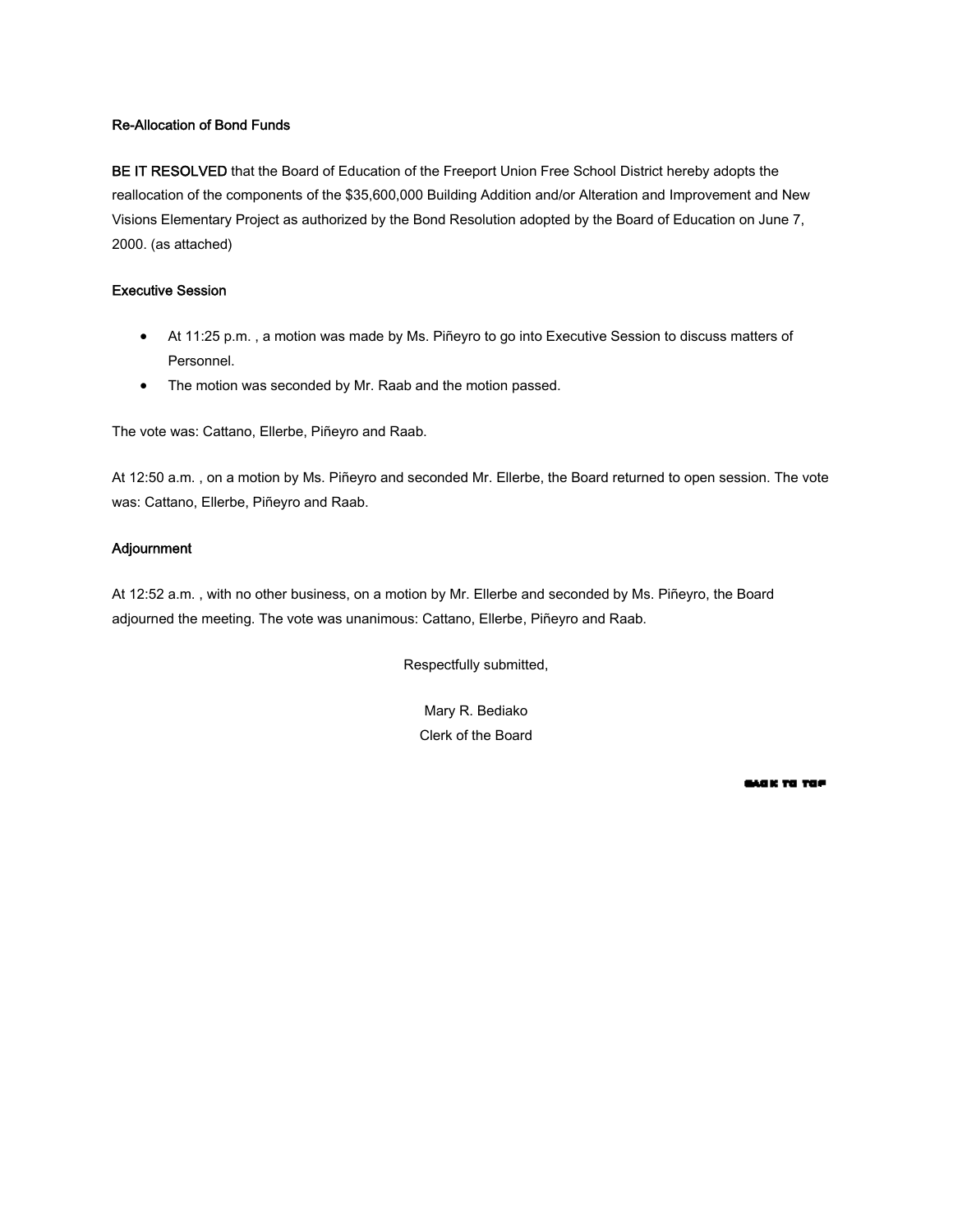### Re-Allocation of Bond Funds

**BE IT RESOLVED** that the Board of Education of the Freeport Union Free School District hereby adopts the reallocation of the components of the $35,600,000 Building Addition and/or Alteration and Improvement and New Visions Elementary Project as authorized by the Bond Resolution adopted by the Board of Education on June 7, 2000. (as attached)

### Executive Session

- At 11:25 p.m. , a motion was made by Ms. Piñeyro to go into Executive Session to discuss matters of Personnel.
- The motion was seconded by Mr. Raab and the motion passed.

The vote was: Cattano, Ellerbe, Piñeyro and Raab.

At 12:50 a.m. , on a motion by Ms. Piñeyro and seconded Mr. Ellerbe, the Board returned to open session. The vote was: Cattano, Ellerbe, Piñeyro and Raab.

### Adjournment

At 12:52 a.m. , with no other business, on a motion by Mr. Ellerbe and seconded by Ms. Piñeyro, the Board adjourned the meeting. The vote was unanimous: Cattano, Ellerbe, Piñeyro and Raab.

Respectfully submitted,

Mary R. Bediako
Clerk of the Board

BACK TO TOP